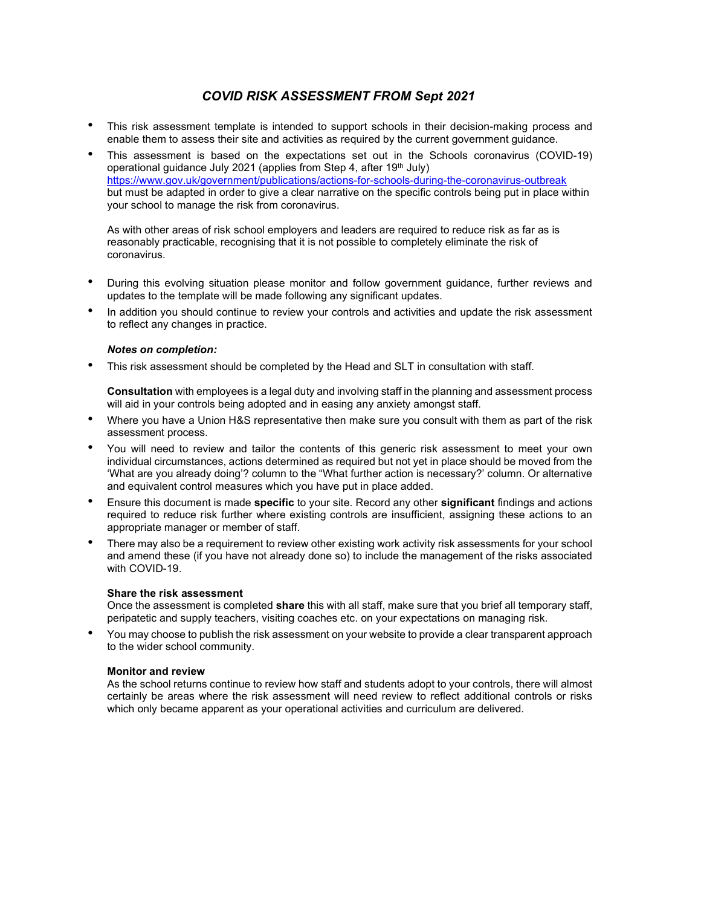# *COVID RISK ASSESSMENT FROM Sept 2021*

- This risk assessment template is intended to support schools in their decision-making process and enable them to assess their site and activities as required by the current government guidance.
- This assessment is based on the expectations set out in the Schools coronavirus (COVID-19) operational guidance July 2021 (applies from Step 4, after 19th July) https://www.gov.uk/government/publications/actions-for-schools-during-the-coronavirus-outbreak but must be adapted in order to give a clear narrative on the specific controls being put in place within your school to manage the risk from coronavirus.

  As with other areas of risk school employers and leaders are required to reduce risk as far as is reasonably practicable, recognising that it is not possible to completely eliminate the risk of coronavirus.

- During this evolving situation please monitor and follow government guidance, further reviews and updates to the template will be made following any significant updates.
- In addition you should continue to review your controls and activities and update the risk assessment to reflect any changes in practice.

***Notes on completion:***

- This risk assessment should be completed by the Head and SLT in consultation with staff.

  **Consultation** with employees is a legal duty and involving staff in the planning and assessment process will aid in your controls being adopted and in easing any anxiety amongst staff.

- Where you have a Union H&S representative then make sure you consult with them as part of the risk assessment process.
- You will need to review and tailor the contents of this generic risk assessment to meet your own individual circumstances, actions determined as required but not yet in place should be moved from the 'What are you already doing'? column to the "What further action is necessary?' column. Or alternative and equivalent control measures which you have put in place added.
- Ensure this document is made **specific** to your site. Record any other **significant** findings and actions required to reduce risk further where existing controls are insufficient, assigning these actions to an appropriate manager or member of staff.
- There may also be a requirement to review other existing work activity risk assessments for your school and amend these (if you have not already done so) to include the management of the risks associated with COVID-19.

**Share the risk assessment**

Once the assessment is completed **share** this with all staff, make sure that you brief all temporary staff, peripatetic and supply teachers, visiting coaches etc. on your expectations on managing risk.

- You may choose to publish the risk assessment on your website to provide a clear transparent approach to the wider school community.

**Monitor and review**

As the school returns continue to review how staff and students adopt to your controls, there will almost certainly be areas where the risk assessment will need review to reflect additional controls or risks which only became apparent as your operational activities and curriculum are delivered.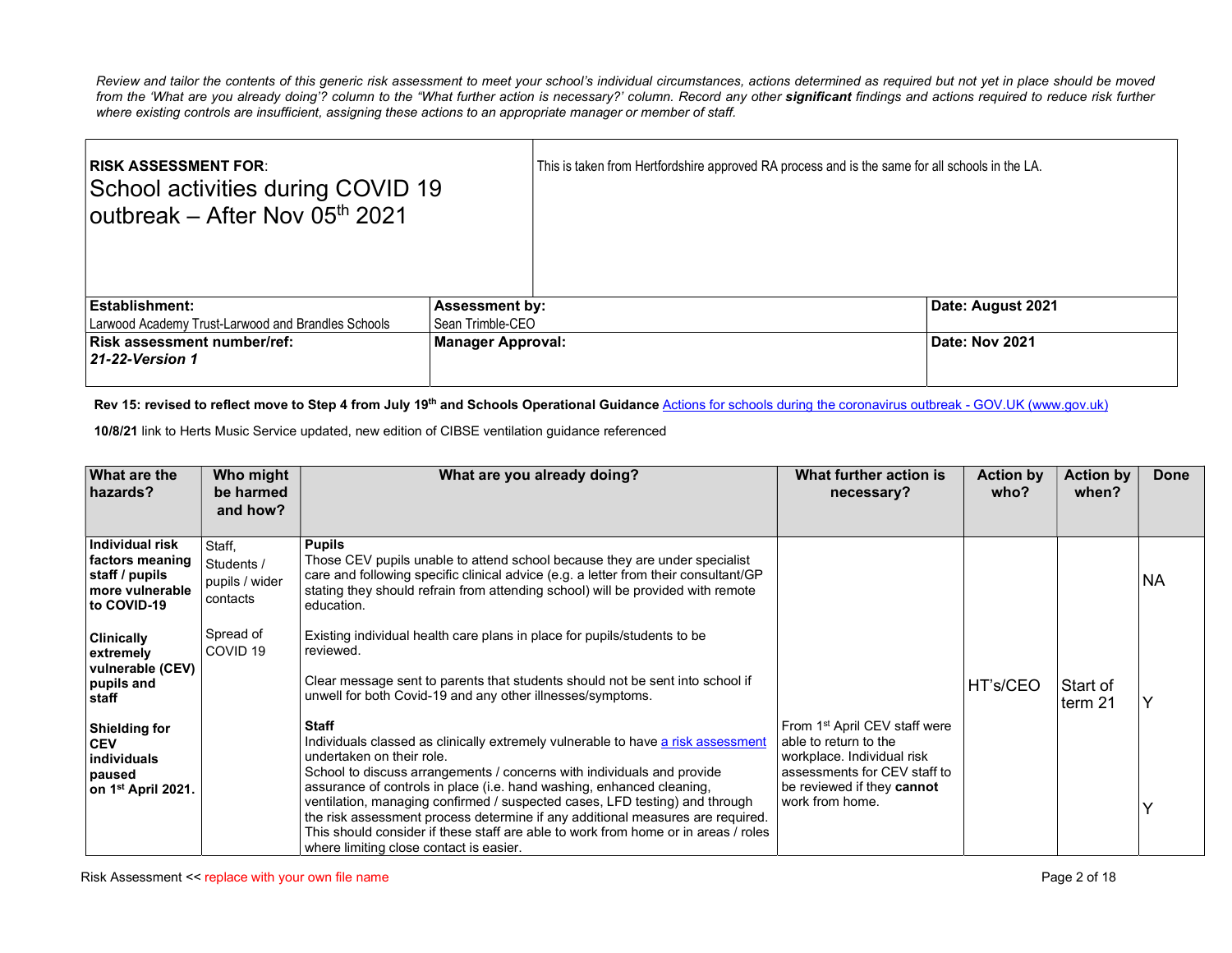*Review and tailor the contents of this generic risk assessment to meet your school's individual circumstances, actions determined as required but not yet in place should be moved from the 'What are you already doing'? column to the "What further action is necessary?' column. Record any other **significant** findings and actions required to reduce risk further where existing controls are insufficient, assigning these actions to an appropriate manager or member of staff.*

| **RISK ASSESSMENT FOR**: School activities during COVID 19 outbreak – After Nov 05th 2021 | | This is taken from Hertfordshire approved RA process and is the same for all schools in the LA. |
|---|---|---|
| **Establishment:** Larwood Academy Trust-Larwood and Brandles Schools | **Assessment by:** Sean Trimble-CEO | **Date: August 2021** |
| **Risk assessment number/ref:** ***21-22-Version 1*** | **Manager Approval:** | **Date: Nov 2021** |

**Rev 15: revised to reflect move to Step 4 from July 19th and Schools Operational Guidance** [Actions for schools during the coronavirus outbreak - GOV.UK (www.gov.uk)]

**10/8/21** link to Herts Music Service updated, new edition of CIBSE ventilation guidance referenced

| What are the hazards? | Who might be harmed and how? | What are you already doing? | What further action is necessary? | Action by who? | Action by when? | Done |
|---|---|---|---|---|---|---|
| **Individual risk factors meaning staff / pupils more vulnerable to COVID-19**<br><br>**Clinically extremely vulnerable (CEV) pupils and staff**<br><br>**Shielding for CEV individuals paused on 1st April 2021.** | Staff, Students / pupils / wider contacts<br><br>Spread of COVID 19 | **Pupils**<br>Those CEV pupils unable to attend school because they are under specialist care and following specific clinical advice (e.g. a letter from their consultant/GP stating they should refrain from attending school) will be provided with remote education.<br><br>Existing individual health care plans in place for pupils/students to be reviewed.<br><br>Clear message sent to parents that students should not be sent into school if unwell for both Covid-19 and any other illnesses/symptoms.<br><br>**Staff**<br>Individuals classed as clinically extremely vulnerable to have a risk assessment undertaken on their role.<br>School to discuss arrangements / concerns with individuals and provide assurance of controls in place (i.e. hand washing, enhanced cleaning, ventilation, managing confirmed / suspected cases, LFD testing) and through the risk assessment process determine if any additional measures are required. This should consider if these staff are able to work from home or in areas / roles where limiting close contact is easier. | From 1st April CEV staff were able to return to the workplace. Individual risk assessments for CEV staff to be reviewed if they **cannot** work from home. | HT's/CEO | Start of term 21 | NA<br><br>Y<br><br>Y |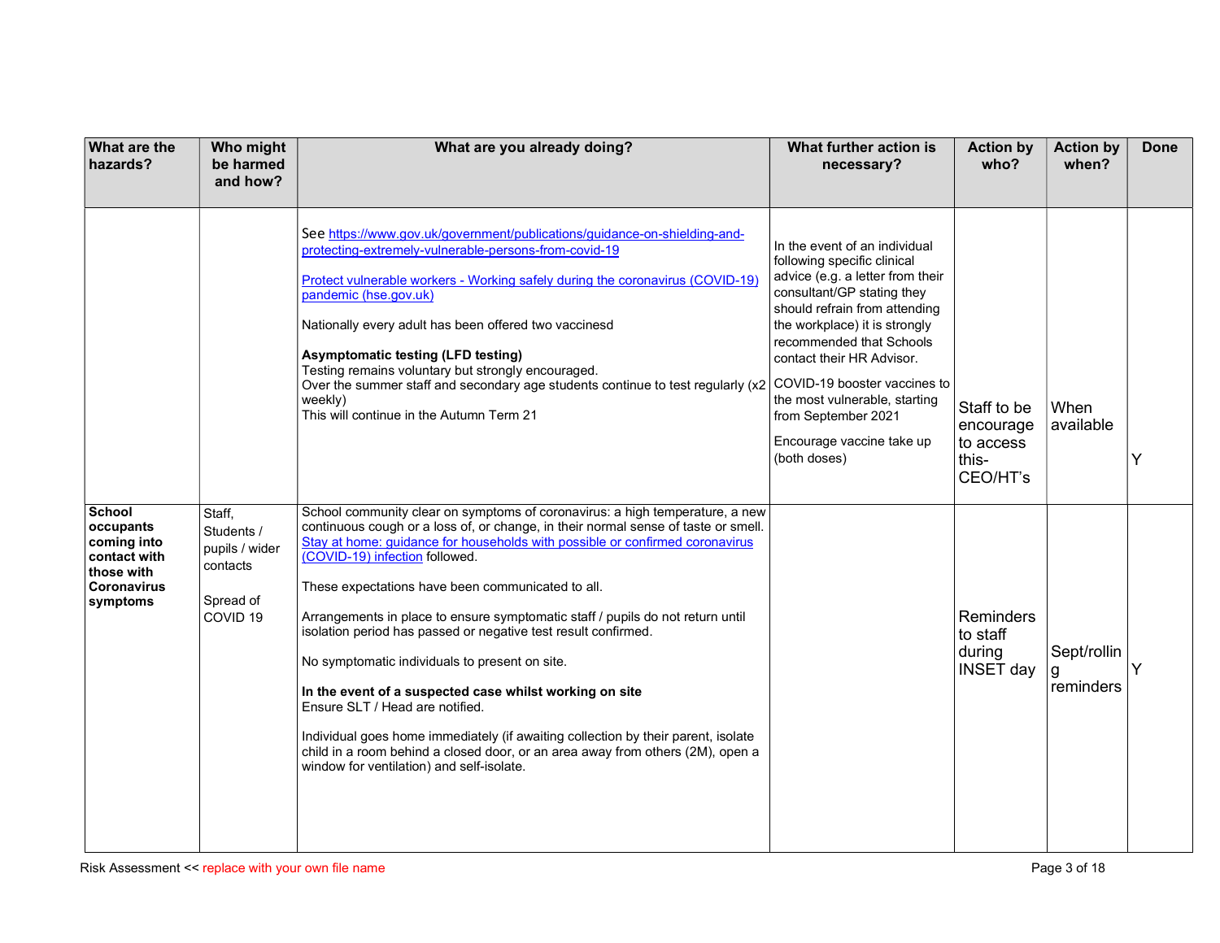| What are the hazards? | Who might be harmed and how? | What are you already doing? | What further action is necessary? | Action by who? | Action by when? | Done |
|---|---|---|---|---|---|---|
| | | See [https://www.gov.uk/government/publications/guidance-on-shielding-and-protecting-extremely-vulnerable-persons-from-covid-19](https://www.gov.uk/government/publications/guidance-on-shielding-and-protecting-extremely-vulnerable-persons-from-covid-19)<br><br>[Protect vulnerable workers - Working safely during the coronavirus (COVID-19) pandemic (hse.gov.uk)]()<br><br>Nationally every adult has been offered two vaccinesd<br><br>**Asymptomatic testing (LFD testing)**<br>Testing remains voluntary but strongly encouraged.<br>Over the summer staff and secondary age students continue to test regularly (x2 weekly)<br>This will continue in the Autumn Term 21 | In the event of an individual following specific clinical advice (e.g. a letter from their consultant/GP stating they should refrain from attending the workplace) it is strongly recommended that Schools contact their HR Advisor.<br><br>COVID-19 booster vaccines to the most vulnerable, starting from September 2021<br><br>Encourage vaccine take up (both doses) | Staff to be encourage to access this- CEO/HT's | When available | Y |
| **School occupants coming into contact with those with Coronavirus symptoms** | Staff, Students / pupils / wider contacts<br><br>Spread of COVID 19 | School community clear on symptoms of coronavirus: a high temperature, a new continuous cough or a loss of, or change, in their normal sense of taste or smell. [Stay at home: guidance for households with possible or confirmed coronavirus (COVID-19) infection]() followed.<br><br>These expectations have been communicated to all.<br><br>Arrangements in place to ensure symptomatic staff / pupils do not return until isolation period has passed or negative test result confirmed.<br><br>No symptomatic individuals to present on site.<br><br>**In the event of a suspected case whilst working on site**<br>Ensure SLT / Head are notified.<br><br>Individual goes home immediately (if awaiting collection by their parent, isolate child in a room behind a closed door, or an area away from others (2M), open a window for ventilation) and self-isolate. | | Reminders to staff during INSET day | Sept/rolling reminders | Y |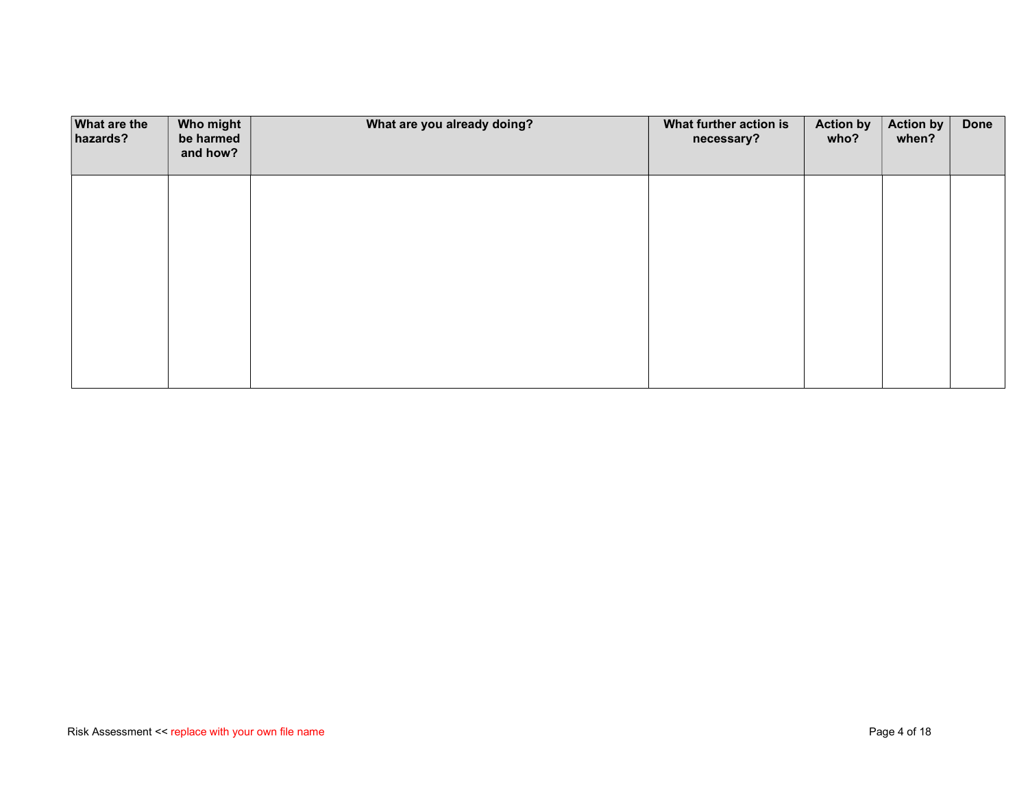| What are the hazards? | Who might be harmed and how? | What are you already doing? | What further action is necessary? | Action by who? | Action by when? | Done |
|---|---|---|---|---|---|---|
| | | | | | | |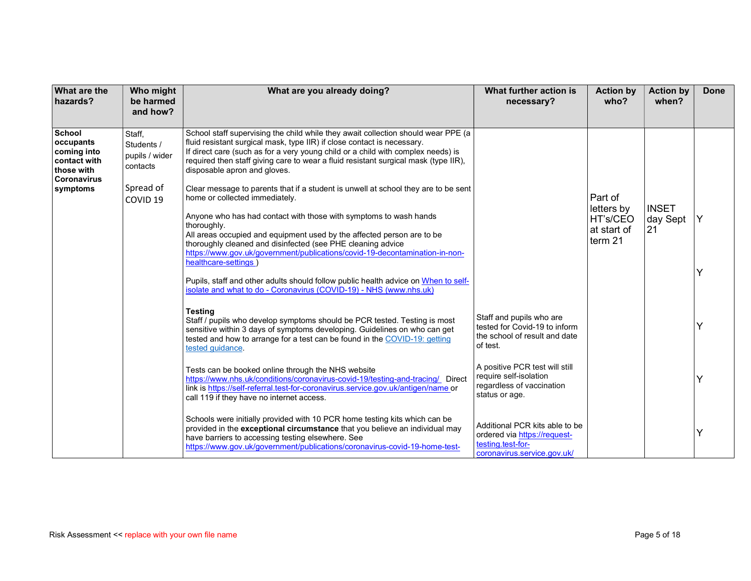| What are the hazards? | Who might be harmed and how? | What are you already doing? | What further action is necessary? | Action by who? | Action by when? | Done |
|---|---|---|---|---|---|---|
| **School occupants coming into contact with those with Coronavirus symptoms** | Staff, Students / pupils / wider contacts<br><br>Spread of COVID 19 | School staff supervising the child while they await collection should wear PPE (a fluid resistant surgical mask, type IIR) if close contact is necessary.<br>If direct care (such as for a very young child or a child with complex needs) is required then staff giving care to wear a fluid resistant surgical mask (type IIR), disposable apron and gloves.<br><br>Clear message to parents that if a student is unwell at school they are to be sent home or collected immediately.<br><br>Anyone who has had contact with those with symptoms to wash hands thoroughly.<br>All areas occupied and equipment used by the affected person are to be thoroughly cleaned and disinfected (see PHE cleaning advice https://www.gov.uk/government/publications/covid-19-decontamination-in-non-healthcare-settings )<br><br>Pupils, staff and other adults should follow public health advice on When to self-isolate and what to do - Coronavirus (COVID-19) - NHS (www.nhs.uk) | | Part of letters by HT's/CEO at start of term 21 | INSET day Sept 21 | Y<br><br>Y |
| | | **Testing**<br>Staff / pupils who develop symptoms should be PCR tested. Testing is most sensitive within 3 days of symptoms developing. Guidelines on who can get tested and how to arrange for a test can be found in the COVID-19: getting tested guidance. | Staff and pupils who are tested for Covid-19 to inform the school of result and date of test. | | | Y |
| | | Tests can be booked online through the NHS website https://www.nhs.uk/conditions/coronavirus-covid-19/testing-and-tracing/ Direct link is https://self-referral.test-for-coronavirus.service.gov.uk/antigen/name or call 119 if they have no internet access. | A positive PCR test will still require self-isolation regardless of vaccination status or age. | | | Y |
| | | Schools were initially provided with 10 PCR home testing kits which can be provided in the **exceptional circumstance** that you believe an individual may have barriers to accessing testing elsewhere. See https://www.gov.uk/government/publications/coronavirus-covid-19-home-test- | Additional PCR kits able to be ordered via https://request-testing.test-for-coronavirus.service.gov.uk/ | | | Y |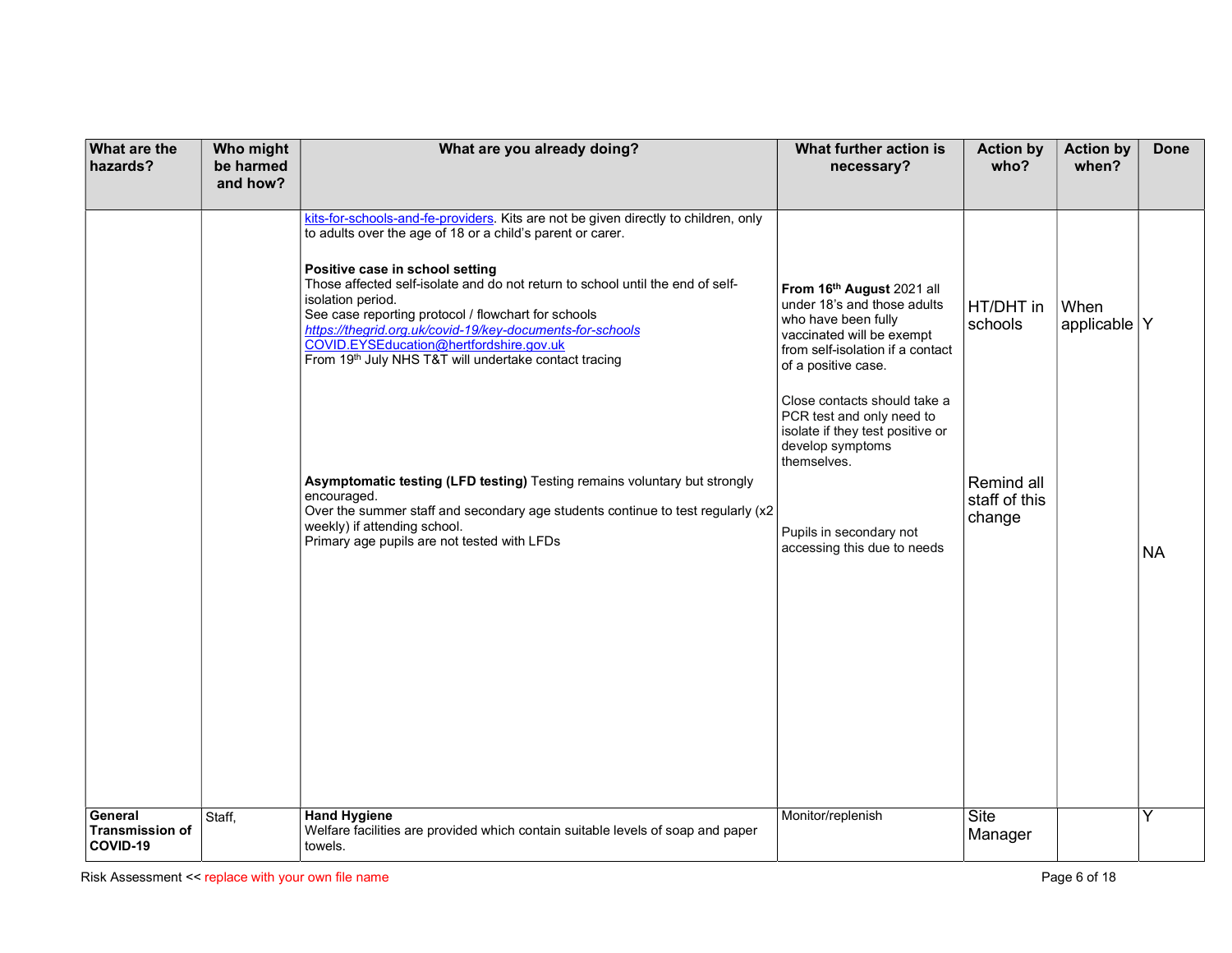| What are the hazards? | Who might be harmed and how? | What are you already doing? | What further action is necessary? | Action by who? | Action by when? | Done |
|---|---|---|---|---|---|---|
| | | [kits-for-schools-and-fe-providers](kits-for-schools-and-fe-providers). Kits are not be given directly to children, only to adults over the age of 18 or a child's parent or carer.<br><br>**Positive case in school setting**<br>Those affected self-isolate and do not return to school until the end of self-isolation period.<br>See case reporting protocol / flowchart for schools<br>*https://thegrid.org.uk/covid-19/key-documents-for-schools*<br>COVID.EYSEducation@hertfordshire.gov.uk<br>From 19th July NHS T&T will undertake contact tracing | **From 16th August** 2021 all under 18's and those adults who have been fully vaccinated will be exempt from self-isolation if a contact of a positive case.<br><br>Close contacts should take a PCR test and only need to isolate if they test positive or develop symptoms themselves. | HT/DHT in schools | When applicable | Y |
| | | **Asymptomatic testing (LFD testing)** Testing remains voluntary but strongly encouraged.<br>Over the summer staff and secondary age students continue to test regularly (x2 weekly) if attending school.<br>Primary age pupils are not tested with LFDs | Pupils in secondary not accessing this due to needs | Remind all staff of this change | | NA |
| **General Transmission of COVID-19** | Staff, | **Hand Hygiene**<br>Welfare facilities are provided which contain suitable levels of soap and paper towels. | Monitor/replenish | Site Manager | | Y |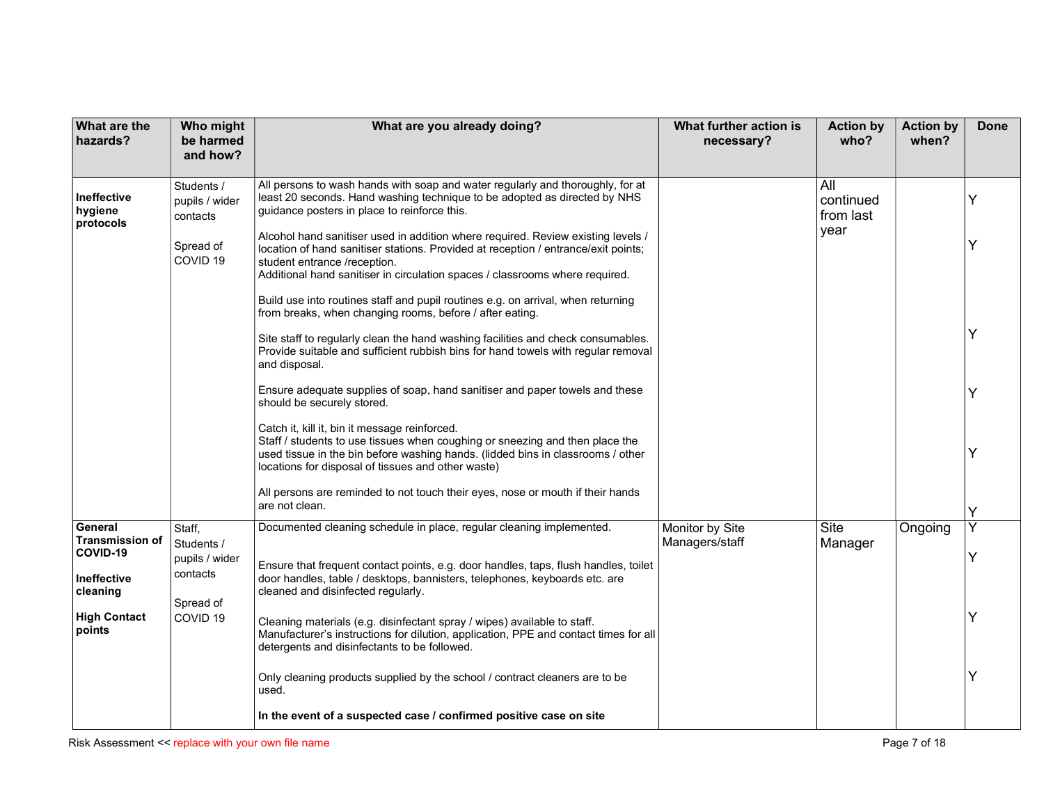| What are the hazards? | Who might be harmed and how? | What are you already doing? | What further action is necessary? | Action by who? | Action by when? | Done |
|---|---|---|---|---|---|---|
| **Ineffective hygiene protocols** | Students / pupils / wider contacts<br><br>Spread of COVID 19 | All persons to wash hands with soap and water regularly and thoroughly, for at least 20 seconds. Hand washing technique to be adopted as directed by NHS guidance posters in place to reinforce this.<br><br>Alcohol hand sanitiser used in addition where required. Review existing levels / location of hand sanitiser stations. Provided at reception / entrance/exit points; student entrance /reception.<br>Additional hand sanitiser in circulation spaces / classrooms where required.<br><br>Build use into routines staff and pupil routines e.g. on arrival, when returning from breaks, when changing rooms, before / after eating.<br><br>Site staff to regularly clean the hand washing facilities and check consumables. Provide suitable and sufficient rubbish bins for hand towels with regular removal and disposal.<br><br>Ensure adequate supplies of soap, hand sanitiser and paper towels and these should be securely stored.<br><br>Catch it, kill it, bin it message reinforced.<br>Staff / students to use tissues when coughing or sneezing and then place the used tissue in the bin before washing hands. (lidded bins in classrooms / other locations for disposal of tissues and other waste)<br><br>All persons are reminded to not touch their eyes, nose or mouth if their hands are not clean. | | All continued from last year | | Y<br><br>Y<br><br>Y<br><br>Y<br><br>Y<br><br>Y |
| **General Transmission of COVID-19**<br><br>**Ineffective cleaning**<br><br>**High Contact points** | Staff, Students / pupils / wider contacts<br><br>Spread of COVID 19 | Documented cleaning schedule in place, regular cleaning implemented.<br><br>Ensure that frequent contact points, e.g. door handles, taps, flush handles, toilet door handles, table / desktops, bannisters, telephones, keyboards etc. are cleaned and disinfected regularly.<br><br>Cleaning materials (e.g. disinfectant spray / wipes) available to staff. Manufacturer's instructions for dilution, application, PPE and contact times for all detergents and disinfectants to be followed.<br><br>Only cleaning products supplied by the school / contract cleaners are to be used.<br><br>**In the event of a suspected case / confirmed positive case on site** | Monitor by Site Managers/staff | Site Manager | Ongoing | Y<br><br>Y<br><br>Y<br><br>Y |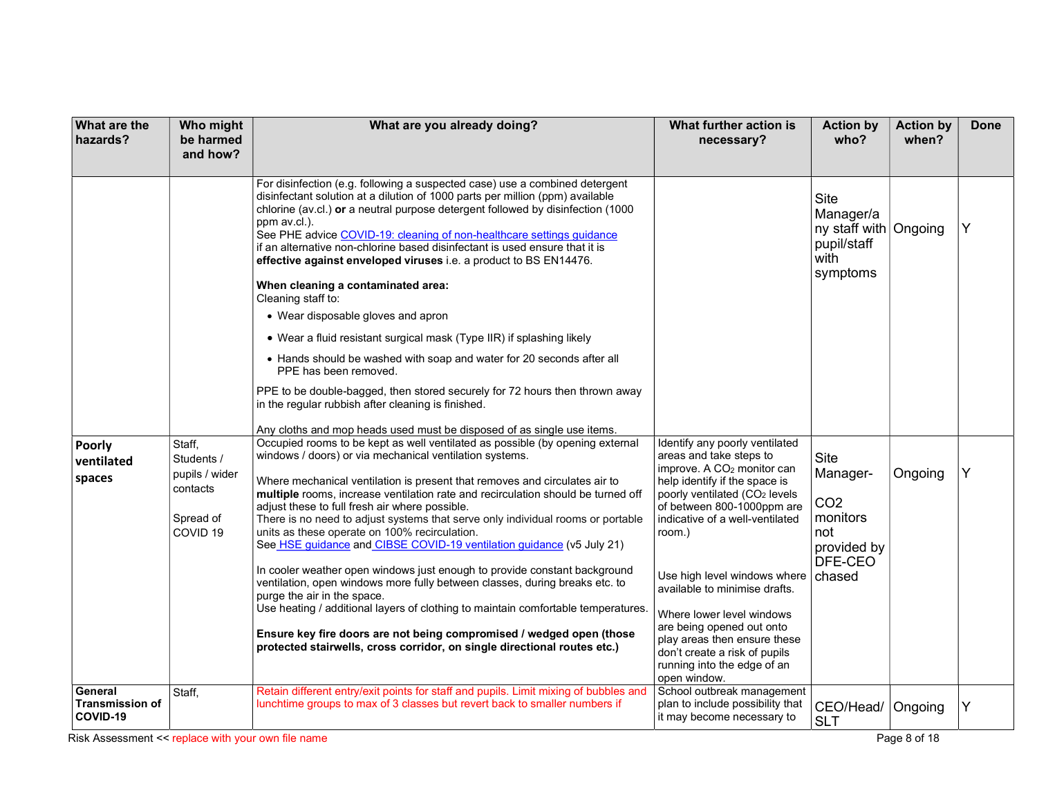| What are the hazards? | Who might be harmed and how? | What are you already doing? | What further action is necessary? | Action by who? | Action by when? | Done |
|---|---|---|---|---|---|---|
| | | For disinfection (e.g. following a suspected case) use a combined detergent disinfectant solution at a dilution of 1000 parts per million (ppm) available chlorine (av.cl.) **or** a neutral purpose detergent followed by disinfection (1000 ppm av.cl.).<br>See PHE advice [COVID-19: cleaning of non-healthcare settings guidance](COVID-19: cleaning of non-healthcare settings guidance)<br>if an alternative non-chlorine based disinfectant is used ensure that it is **effective against enveloped viruses** i.e. a product to BS EN14476.<br><br>**When cleaning a contaminated area:**<br>Cleaning staff to:<br>• Wear disposable gloves and apron<br>• Wear a fluid resistant surgical mask (Type IIR) if splashing likely<br>• Hands should be washed with soap and water for 20 seconds after all PPE has been removed.<br><br>PPE to be double-bagged, then stored securely for 72 hours then thrown away in the regular rubbish after cleaning is finished.<br><br>Any cloths and mop heads used must be disposed of as single use items. | | Site Manager/any staff with pupil/staff with symptoms | Ongoing | Y |
| **Poorly ventilated spaces** | Staff, Students / pupils / wider contacts<br><br>Spread of COVID 19 | Occupied rooms to be kept as well ventilated as possible (by opening external windows / doors) or via mechanical ventilation systems.<br><br>Where mechanical ventilation is present that removes and circulates air to **multiple** rooms, increase ventilation rate and recirculation should be turned off adjust these to full fresh air where possible.<br>There is no need to adjust systems that serve only individual rooms or portable units as these operate on 100% recirculation.<br>See HSE guidance and CIBSE COVID-19 ventilation guidance (v5 July 21)<br><br>In cooler weather open windows just enough to provide constant background ventilation, open windows more fully between classes, during breaks etc. to purge the air in the space.<br>Use heating / additional layers of clothing to maintain comfortable temperatures.<br><br>**Ensure key fire doors are not being compromised / wedged open (those protected stairwells, cross corridor, on single directional routes etc.)** | Identify any poorly ventilated areas and take steps to improve. A $CO_2$ monitor can help identify if the space is poorly ventilated ($CO_2$ levels of between 800-1000ppm are indicative of a well-ventilated room.)<br><br>Use high level windows where available to minimise drafts.<br><br>Where lower level windows are being opened out onto play areas then ensure these don't create a risk of pupils running into the edge of an open window. | Site Manager-<br><br>CO2 monitors not provided by DFE-CEO chased | Ongoing | Y |
| **General Transmission of COVID-19** | Staff, | Retain different entry/exit points for staff and pupils. Limit mixing of bubbles and lunchtime groups to max of 3 classes but revert back to smaller numbers if | School outbreak management plan to include possibility that it may become necessary to | CEO/Head/SLT | Ongoing | Y |

Risk Assessment << replace with your own file name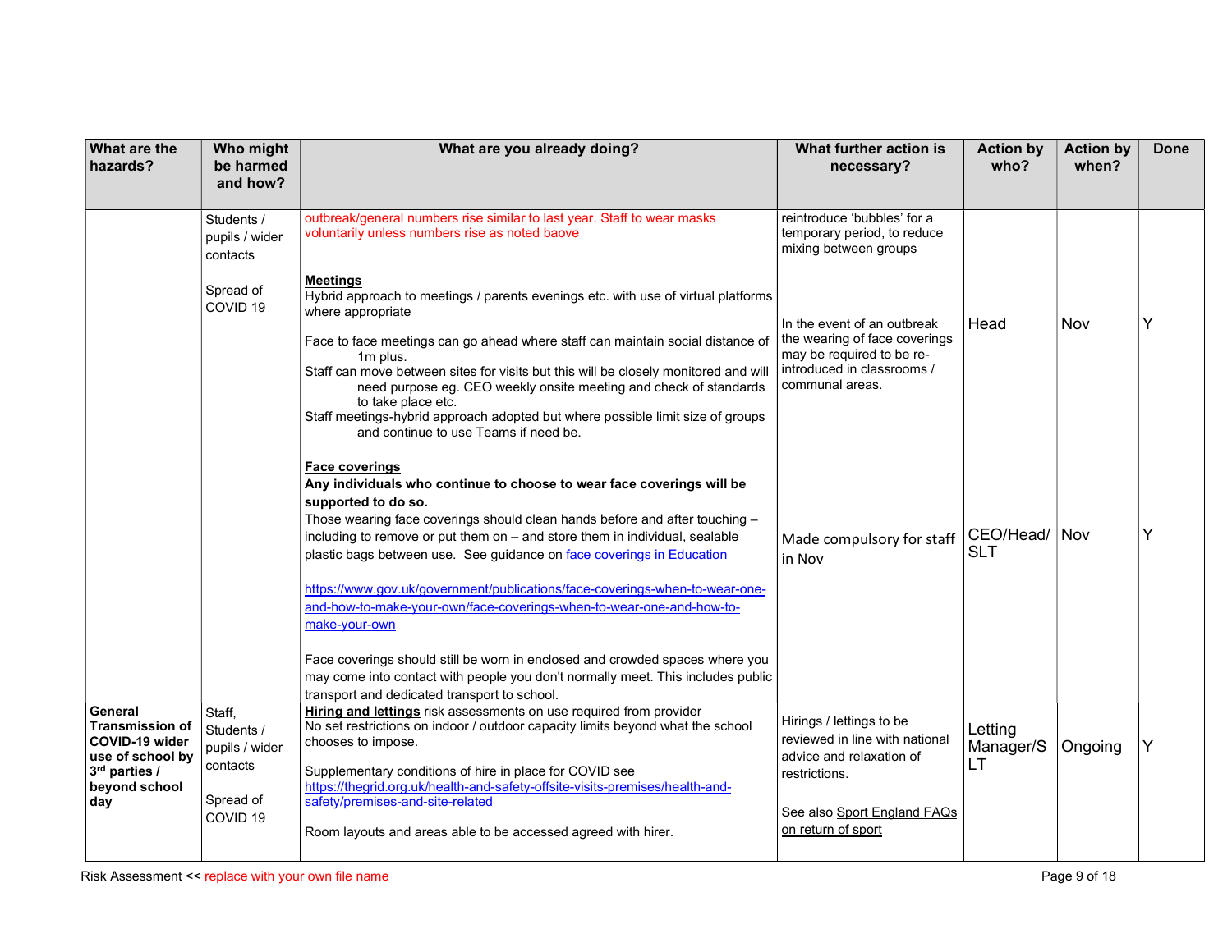| What are the hazards? | Who might be harmed and how? | What are you already doing? | What further action is necessary? | Action by who? | Action by when? | Done |
|---|---|---|---|---|---|---|
| | Students / pupils / wider contacts<br><br>Spread of COVID 19 | outbreak/general numbers rise similar to last year. Staff to wear masks voluntarily unless numbers rise as noted baove<br><br>**Meetings**<br>Hybrid approach to meetings / parents evenings etc. with use of virtual platforms where appropriate<br><br>Face to face meetings can go ahead where staff can maintain social distance of 1m plus.<br>Staff can move between sites for visits but this will be closely monitored and will need purpose eg. CEO weekly onsite meeting and check of standards to take place etc.<br>Staff meetings-hybrid approach adopted but where possible limit size of groups and continue to use Teams if need be. | reintroduce 'bubbles' for a temporary period, to reduce mixing between groups<br><br>In the event of an outbreak the wearing of face coverings may be required to be re-introduced in classrooms / communal areas. | Head | Nov | Y |
| | | **Face coverings**<br>**Any individuals who continue to choose to wear face coverings will be supported to do so.**<br>Those wearing face coverings should clean hands before and after touching – including to remove or put them on – and store them in individual, sealable plastic bags between use. See guidance on face coverings in Education<br><br>https://www.gov.uk/government/publications/face-coverings-when-to-wear-one-and-how-to-make-your-own/face-coverings-when-to-wear-one-and-how-to-make-your-own<br><br>Face coverings should still be worn in enclosed and crowded spaces where you may come into contact with people you don't normally meet. This includes public transport and dedicated transport to school. | Made compulsory for staff in Nov | CEO/Head/ SLT | Nov | Y |
| **General Transmission of COVID-19 wider use of school by 3rd parties / beyond school day** | Staff, Students / pupils / wider contacts<br><br>Spread of COVID 19 | **Hiring and lettings** risk assessments on use required from provider<br>No set restrictions on indoor / outdoor capacity limits beyond what the school chooses to impose.<br><br>Supplementary conditions of hire in place for COVID see https://thegrid.org.uk/health-and-safety-offsite-visits-premises/health-and-safety/premises-and-site-related<br><br>Room layouts and areas able to be accessed agreed with hirer. | Hirings / lettings to be reviewed in line with national advice and relaxation of restrictions.<br><br>See also Sport England FAQs on return of sport | Letting Manager/SLT | Ongoing | Y |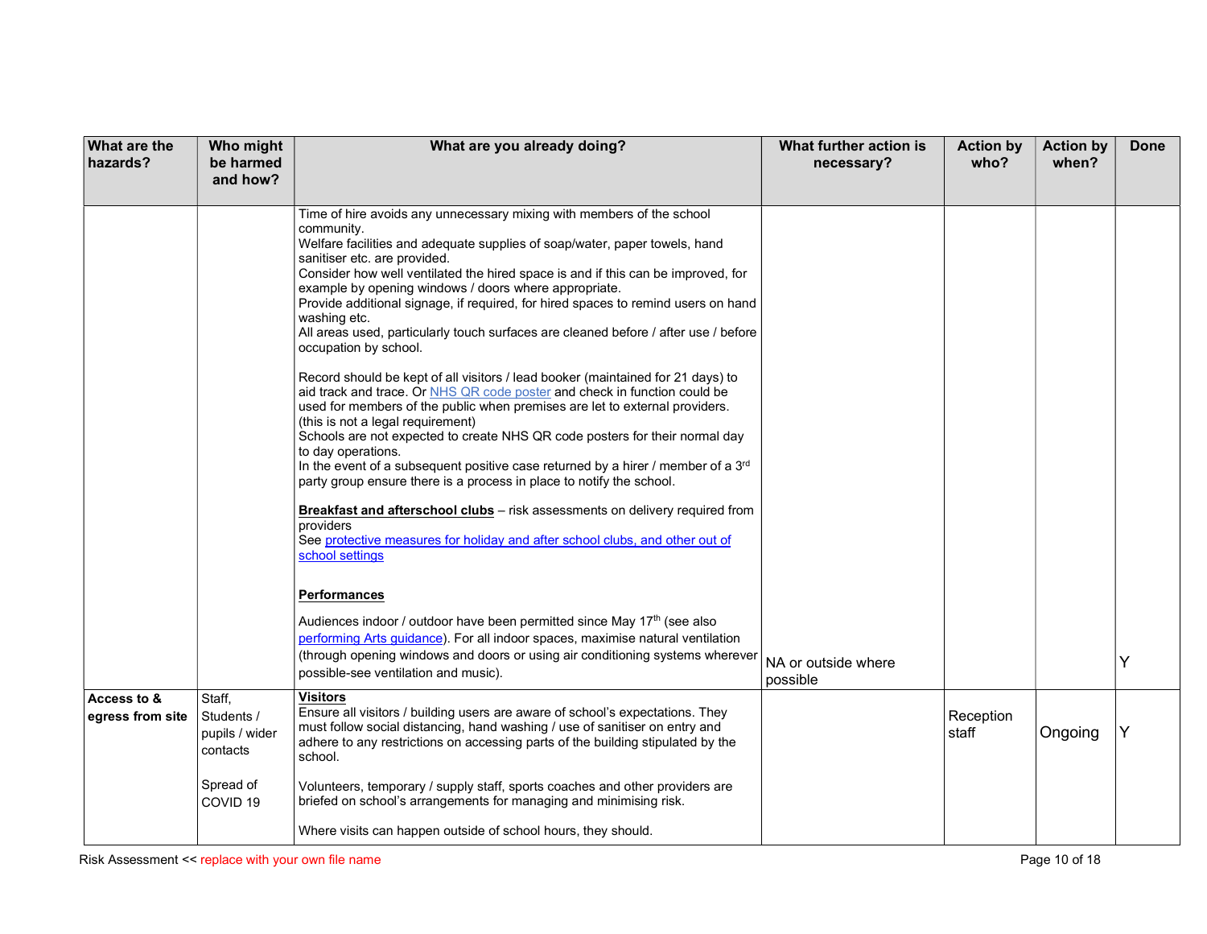| What are the hazards? | Who might be harmed and how? | What are you already doing? | What further action is necessary? | Action by who? | Action by when? | Done |
|---|---|---|---|---|---|---|
| | | Time of hire avoids any unnecessary mixing with members of the school community.<br>Welfare facilities and adequate supplies of soap/water, paper towels, hand sanitiser etc. are provided.<br>Consider how well ventilated the hired space is and if this can be improved, for example by opening windows / doors where appropriate.<br>Provide additional signage, if required, for hired spaces to remind users on hand washing etc.<br>All areas used, particularly touch surfaces are cleaned before / after use / before occupation by school.<br><br>Record should be kept of all visitors / lead booker (maintained for 21 days) to aid track and trace. Or NHS QR code poster and check in function could be used for members of the public when premises are let to external providers. (this is not a legal requirement)<br>Schools are not expected to create NHS QR code posters for their normal day to day operations.<br>In the event of a subsequent positive case returned by a hirer / member of a 3rd party group ensure there is a process in place to notify the school.<br><br>**Breakfast and afterschool clubs** – risk assessments on delivery required from providers<br>See protective measures for holiday and after school clubs, and other out of school settings<br><br>**Performances**<br><br>Audiences indoor / outdoor have been permitted since May 17th (see also performing Arts guidance). For all indoor spaces, maximise natural ventilation (through opening windows and doors or using air conditioning systems wherever possible-see ventilation and music). | NA or outside where possible | | | Y |
| **Access to & egress from site** | Staff, Students / pupils / wider contacts<br><br>Spread of COVID 19 | **Visitors**<br>Ensure all visitors / building users are aware of school's expectations. They must follow social distancing, hand washing / use of sanitiser on entry and adhere to any restrictions on accessing parts of the building stipulated by the school.<br><br>Volunteers, temporary / supply staff, sports coaches and other providers are briefed on school's arrangements for managing and minimising risk.<br><br>Where visits can happen outside of school hours, they should. | | Reception staff | Ongoing | Y |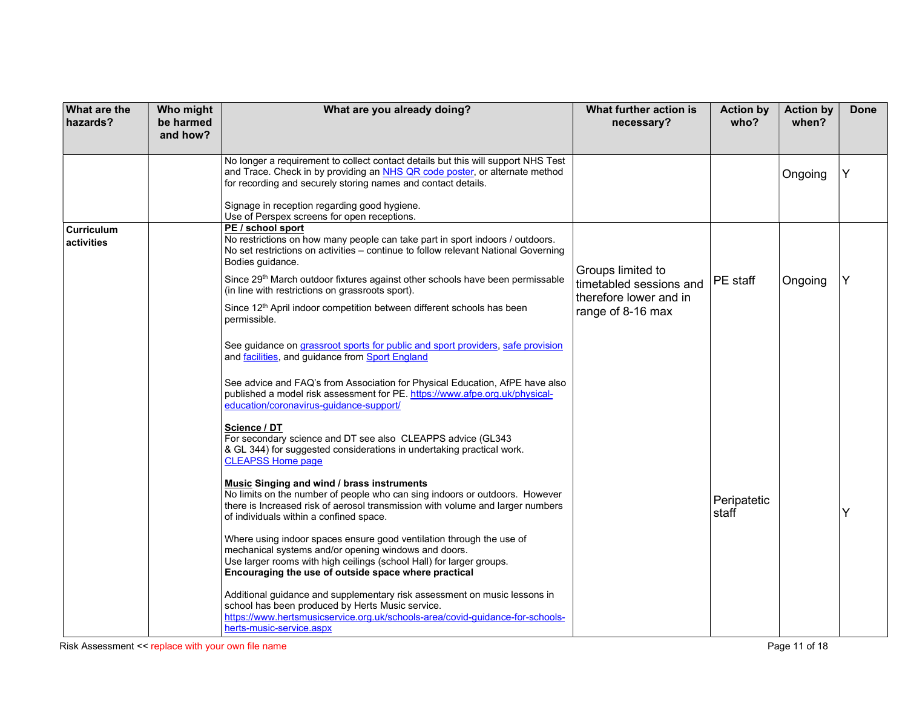| What are the hazards? | Who might be harmed and how? | What are you already doing? | What further action is necessary? | Action by who? | Action by when? | Done |
|---|---|---|---|---|---|---|
| | | No longer a requirement to collect contact details but this will support NHS Test and Trace. Check in by providing an [NHS QR code poster](), or alternate method for recording and securely storing names and contact details.<br><br>Signage in reception regarding good hygiene.<br>Use of Perspex screens for open receptions. | | | Ongoing | Y |
| **Curriculum activities** | | **PE / school sport**<br>No restrictions on how many people can take part in sport indoors / outdoors. No set restrictions on activities – continue to follow relevant National Governing Bodies guidance.<br><br>Since 29th March outdoor fixtures against other schools have been permissable (in line with restrictions on grassroots sport).<br><br>Since 12th April indoor competition between different schools has been permissible.<br><br>See guidance on [grassroot sports for public and sport providers](), [safe provision]() and [facilities](), and guidance from [Sport England]()<br><br>See advice and FAQ's from Association for Physical Education, AfPE have also published a model risk assessment for PE. https://www.afpe.org.uk/physical-education/coronavirus-guidance-support/ | Groups limited to timetabled sessions and therefore lower and in range of 8-16 max | PE staff | Ongoing | Y |
| | | **Science / DT**<br>For secondary science and DT see also CLEAPPS advice (GL343 & GL 344) for suggested considerations in undertaking practical work.<br>[CLEAPSS Home page]() | | | | |
| | | **Music Singing and wind / brass instruments**<br>No limits on the number of people who can sing indoors or outdoors. However there is Increased risk of aerosol transmission with volume and larger numbers of individuals within a confined space.<br><br>Where using indoor spaces ensure good ventilation through the use of mechanical systems and/or opening windows and doors.<br>Use larger rooms with high ceilings (school Hall) for larger groups.<br>**Encouraging the use of outside space where practical**<br><br>Additional guidance and supplementary risk assessment on music lessons in school has been produced by Herts Music service.<br>https://www.hertsmusicservice.org.uk/schools-area/covid-guidance-for-schools-herts-music-service.aspx | | Peripatetic staff | | Y |

Risk Assessment << replace with your own file name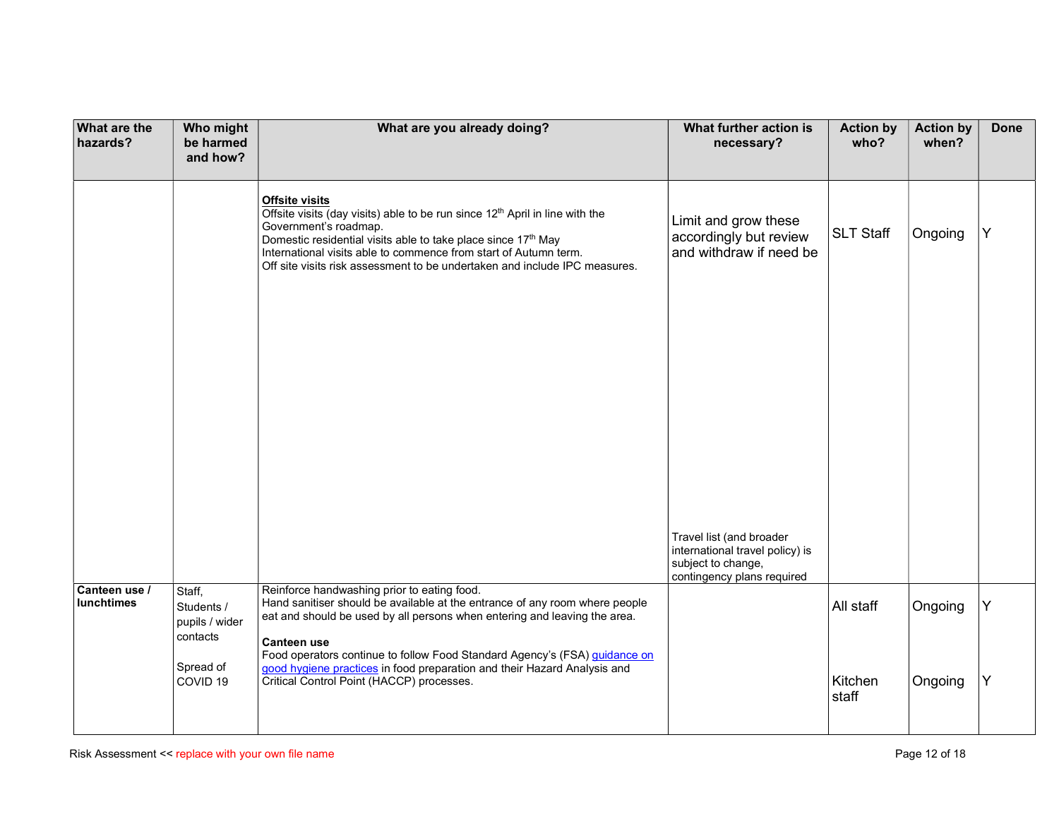| What are the hazards? | Who might be harmed and how? | What are you already doing? | What further action is necessary? | Action by who? | Action by when? | Done |
|---|---|---|---|---|---|---|
| | | **Offsite visits**<br>Offsite visits (day visits) able to be run since 12th April in line with the Government's roadmap.<br>Domestic residential visits able to take place since 17th May<br>International visits able to commence from start of Autumn term.<br>Off site visits risk assessment to be undertaken and include IPC measures. | Limit and grow these accordingly but review and withdraw if need be<br><br>Travel list (and broader international travel policy) is subject to change, contingency plans required | SLT Staff | Ongoing | Y |
| **Canteen use / lunchtimes** | Staff, Students / pupils / wider contacts<br><br>Spread of COVID 19 | Reinforce handwashing prior to eating food.<br>Hand sanitiser should be available at the entrance of any room where people eat and should be used by all persons when entering and leaving the area.<br><br>**Canteen use**<br>Food operators continue to follow Food Standard Agency's (FSA) guidance on good hygiene practices in food preparation and their Hazard Analysis and Critical Control Point (HACCP) processes. | | All staff<br><br>Kitchen staff | Ongoing<br><br>Ongoing | Y<br><br>Y |

Risk Assessment << replace with your own file name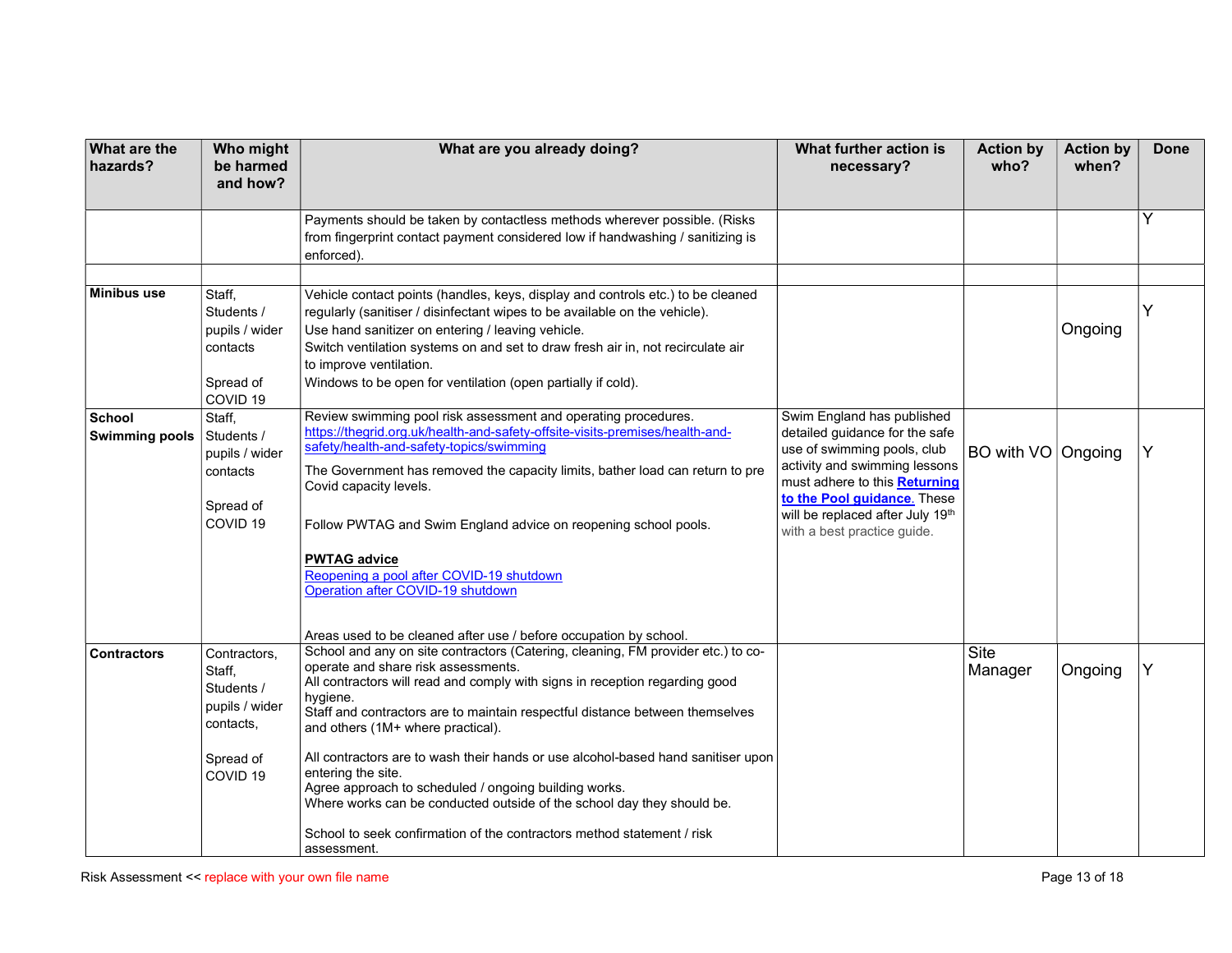| What are the hazards? | Who might be harmed and how? | What are you already doing? | What further action is necessary? | Action by who? | Action by when? | Done |
|---|---|---|---|---|---|---|
| | | Payments should be taken by contactless methods wherever possible. (Risks from fingerprint contact payment considered low if handwashing / sanitizing is enforced). | | | | Y |
| | | | | | | |
| **Minibus use** | Staff, Students / pupils / wider contacts<br><br>Spread of COVID 19 | Vehicle contact points (handles, keys, display and controls etc.) to be cleaned regularly (sanitiser / disinfectant wipes to be available on the vehicle).<br>Use hand sanitizer on entering / leaving vehicle.<br>Switch ventilation systems on and set to draw fresh air in, not recirculate air to improve ventilation.<br>Windows to be open for ventilation (open partially if cold). | | | Ongoing | Y |
| **School Swimming pools** | Staff, Students / pupils / wider contacts<br><br>Spread of COVID 19 | Review swimming pool risk assessment and operating procedures.<br>https://thegrid.org.uk/health-and-safety-offsite-visits-premises/health-and-safety/health-and-safety-topics/swimming<br>The Government has removed the capacity limits, bather load can return to pre Covid capacity levels.<br><br>Follow PWTAG and Swim England advice on reopening school pools.<br><br>**PWTAG advice**<br>Reopening a pool after COVID-19 shutdown<br>Operation after COVID-19 shutdown<br><br>Areas used to be cleaned after use / before occupation by school. | Swim England has published detailed guidance for the safe use of swimming pools, club activity and swimming lessons must adhere to this **Returning to the Pool guidance**. These will be replaced after July 19th with a best practice guide. | BO with VO | Ongoing | Y |
| **Contractors** | Contractors, Staff, Students / pupils / wider contacts,<br><br>Spread of COVID 19 | School and any on site contractors (Catering, cleaning, FM provider etc.) to co-operate and share risk assessments.<br>All contractors will read and comply with signs in reception regarding good hygiene.<br>Staff and contractors are to maintain respectful distance between themselves and others (1M+ where practical).<br><br>All contractors are to wash their hands or use alcohol-based hand sanitiser upon entering the site.<br>Agree approach to scheduled / ongoing building works.<br>Where works can be conducted outside of the school day they should be.<br><br>School to seek confirmation of the contractors method statement / risk assessment. | | Site Manager | Ongoing | Y |

Risk Assessment << replace with your own file name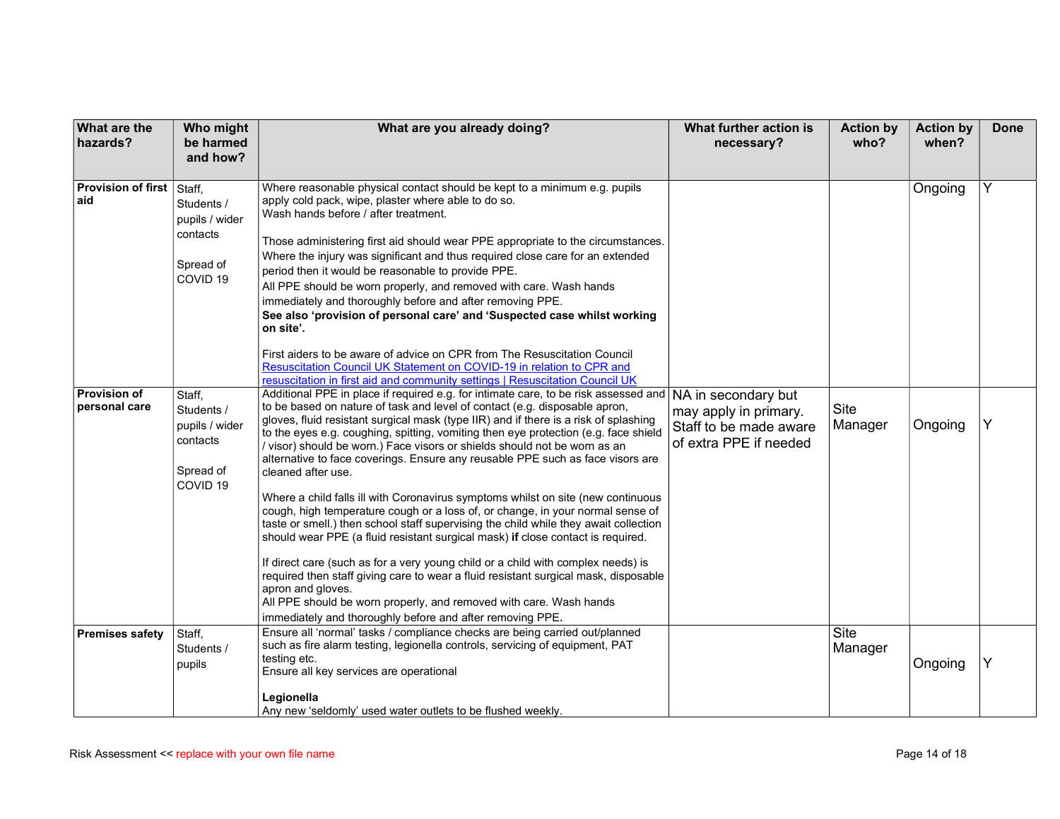| What are the hazards? | Who might be harmed and how? | What are you already doing? | What further action is necessary? | Action by who? | Action by when? | Done |
|---|---|---|---|---|---|---|
| **Provision of first aid** | Staff, Students / pupils / wider contacts<br><br>Spread of COVID 19 | Where reasonable physical contact should be kept to a minimum e.g. pupils apply cold pack, wipe, plaster where able to do so.<br>Wash hands before / after treatment.<br><br>Those administering first aid should wear PPE appropriate to the circumstances. Where the injury was significant and thus required close care for an extended period then it would be reasonable to provide PPE.<br>All PPE should be worn properly, and removed with care. Wash hands immediately and thoroughly before and after removing PPE.<br>**See also 'provision of personal care' and 'Suspected case whilst working on site'.**<br><br>First aiders to be aware of advice on CPR from The Resuscitation Council<br>[Resuscitation Council UK Statement on COVID-19 in relation to CPR and resuscitation in first aid and community settings \| Resuscitation Council UK] | | | Ongoing | Y |
| **Provision of personal care** | Staff, Students / pupils / wider contacts<br><br>Spread of COVID 19 | Additional PPE in place if required e.g. for intimate care, to be risk assessed and to be based on nature of task and level of contact (e.g. disposable apron, gloves, fluid resistant surgical mask (type IIR) and if there is a risk of splashing to the eyes e.g. coughing, spitting, vomiting then eye protection (e.g. face shield / visor) should be worn.) Face visors or shields should not be worn as an alternative to face coverings. Ensure any reusable PPE such as face visors are cleaned after use.<br><br>Where a child falls ill with Coronavirus symptoms whilst on site (new continuous cough, high temperature cough or a loss of, or change, in your normal sense of taste or smell.) then school staff supervising the child while they await collection should wear PPE (a fluid resistant surgical mask) **if** close contact is required.<br><br>If direct care (such as for a very young child or a child with complex needs) is required then staff giving care to wear a fluid resistant surgical mask, disposable apron and gloves.<br>All PPE should be worn properly, and removed with care. Wash hands immediately and thoroughly before and after removing PPE. | NA in secondary but may apply in primary. Staff to be made aware of extra PPE if needed | Site Manager | Ongoing | Y |
| **Premises safety** | Staff, Students / pupils | Ensure all 'normal' tasks / compliance checks are being carried out/planned such as fire alarm testing, legionella controls, servicing of equipment, PAT testing etc.<br>Ensure all key services are operational<br><br>**Legionella**<br>Any new 'seldomly' used water outlets to be flushed weekly. | | Site Manager | Ongoing | Y |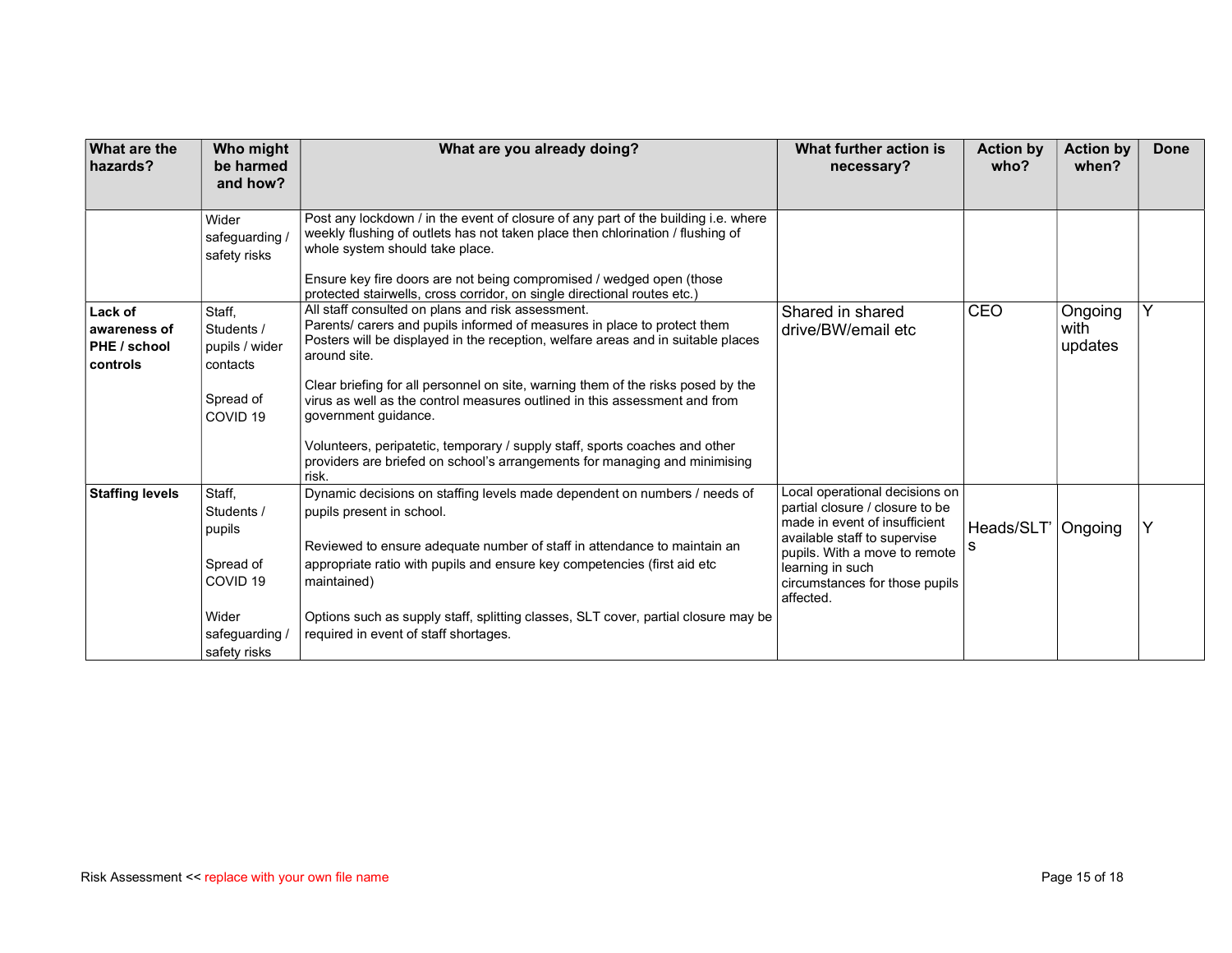| What are the hazards? | Who might be harmed and how? | What are you already doing? | What further action is necessary? | Action by who? | Action by when? | Done |
|---|---|---|---|---|---|---|
| | Wider safeguarding / safety risks | Post any lockdown / in the event of closure of any part of the building i.e. where weekly flushing of outlets has not taken place then chlorination / flushing of whole system should take place.<br><br>Ensure key fire doors are not being compromised / wedged open (those protected stairwells, cross corridor, on single directional routes etc.) | | | | |
| **Lack of awareness of PHE / school controls** | Staff, Students / pupils / wider contacts<br><br>Spread of COVID 19 | All staff consulted on plans and risk assessment.<br>Parents/ carers and pupils informed of measures in place to protect them<br>Posters will be displayed in the reception, welfare areas and in suitable places around site.<br><br>Clear briefing for all personnel on site, warning them of the risks posed by the virus as well as the control measures outlined in this assessment and from government guidance.<br><br>Volunteers, peripatetic, temporary / supply staff, sports coaches and other providers are briefed on school's arrangements for managing and minimising risk. | Shared in shared drive/BW/email etc | CEO | Ongoing with updates | Y |
| **Staffing levels** | Staff, Students / pupils<br><br>Spread of COVID 19<br><br>Wider safeguarding / safety risks | Dynamic decisions on staffing levels made dependent on numbers / needs of pupils present in school.<br><br>Reviewed to ensure adequate number of staff in attendance to maintain an appropriate ratio with pupils and ensure key competencies (first aid etc maintained)<br><br>Options such as supply staff, splitting classes, SLT cover, partial closure may be required in event of staff shortages. | Local operational decisions on partial closure / closure to be made in event of insufficient available staff to supervise pupils. With a move to remote learning in such circumstances for those pupils affected. | Heads/SLT's | Ongoing | Y |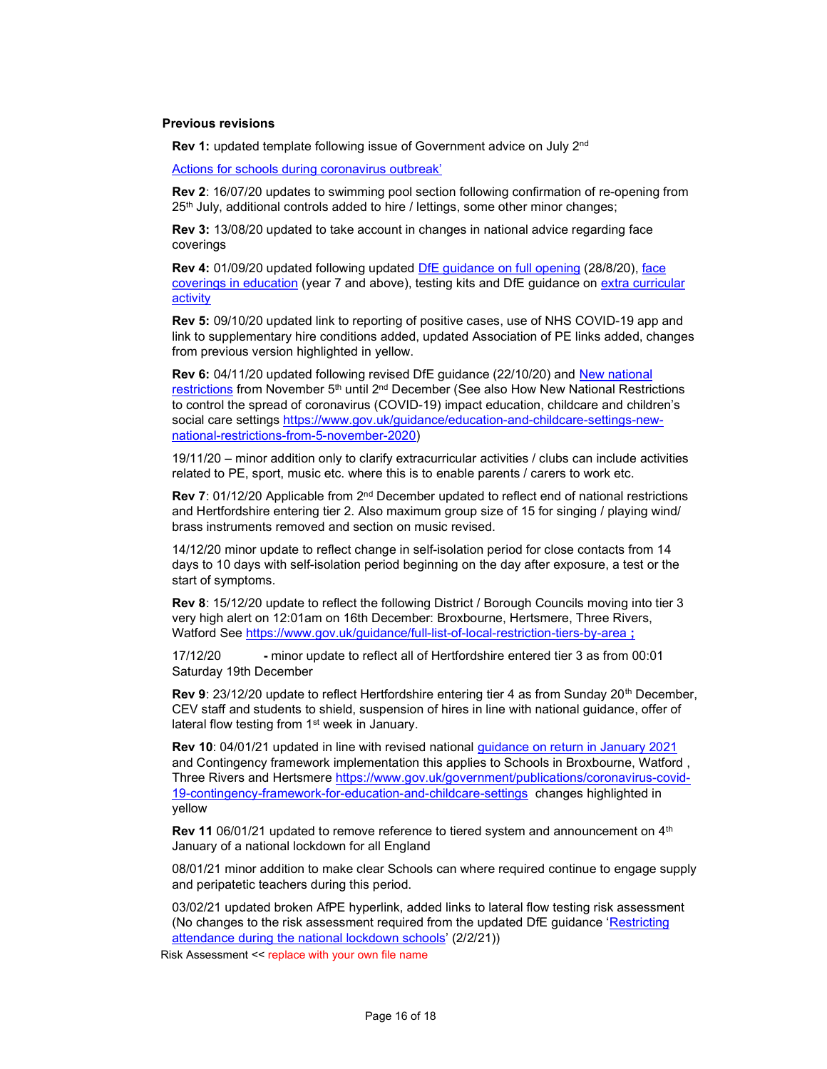**Previous revisions**

**Rev 1:** updated template following issue of Government advice on July 2nd

[Actions for schools during coronavirus outbreak’]

**Rev 2**: 16/07/20 updates to swimming pool section following confirmation of re-opening from 25th July, additional controls added to hire / lettings, some other minor changes;

**Rev 3:** 13/08/20 updated to take account in changes in national advice regarding face coverings

**Rev 4:** 01/09/20 updated following updated DfE guidance on full opening (28/8/20), face coverings in education (year 7 and above), testing kits and DfE guidance on extra curricular activity

**Rev 5:** 09/10/20 updated link to reporting of positive cases, use of NHS COVID-19 app and link to supplementary hire conditions added, updated Association of PE links added, changes from previous version highlighted in yellow.

**Rev 6:** 04/11/20 updated following revised DfE guidance (22/10/20) and New national restrictions from November 5th until 2nd December (See also How New National Restrictions to control the spread of coronavirus (COVID-19) impact education, childcare and children’s social care settings https://www.gov.uk/guidance/education-and-childcare-settings-new-national-restrictions-from-5-november-2020)

19/11/20 – minor addition only to clarify extracurricular activities / clubs can include activities related to PE, sport, music etc. where this is to enable parents / carers to work etc.

**Rev 7**: 01/12/20 Applicable from 2nd December updated to reflect end of national restrictions and Hertfordshire entering tier 2. Also maximum group size of 15 for singing / playing wind/ brass instruments removed and section on music revised.

14/12/20 minor update to reflect change in self-isolation period for close contacts from 14 days to 10 days with self-isolation period beginning on the day after exposure, a test or the start of symptoms.

**Rev 8**: 15/12/20 update to reflect the following District / Borough Councils moving into tier 3 very high alert on 12:01am on 16th December: Broxbourne, Hertsmere, Three Rivers, Watford See https://www.gov.uk/guidance/full-list-of-local-restriction-tiers-by-area **;**

17/12/20 **-** minor update to reflect all of Hertfordshire entered tier 3 as from 00:01 Saturday 19th December

**Rev 9**: 23/12/20 update to reflect Hertfordshire entering tier 4 as from Sunday 20th December, CEV staff and students to shield, suspension of hires in line with national guidance, offer of lateral flow testing from 1st week in January.

**Rev 10**: 04/01/21 updated in line with revised national guidance on return in January 2021 and Contingency framework implementation this applies to Schools in Broxbourne, Watford , Three Rivers and Hertsmere https://www.gov.uk/government/publications/coronavirus-covid-19-contingency-framework-for-education-and-childcare-settings changes highlighted in yellow

**Rev 11** 06/01/21 updated to remove reference to tiered system and announcement on 4th January of a national lockdown for all England

08/01/21 minor addition to make clear Schools can where required continue to engage supply and peripatetic teachers during this period.

03/02/21 updated broken AfPE hyperlink, added links to lateral flow testing risk assessment (No changes to the risk assessment required from the updated DfE guidance ‘Restricting attendance during the national lockdown schools’ (2/2/21))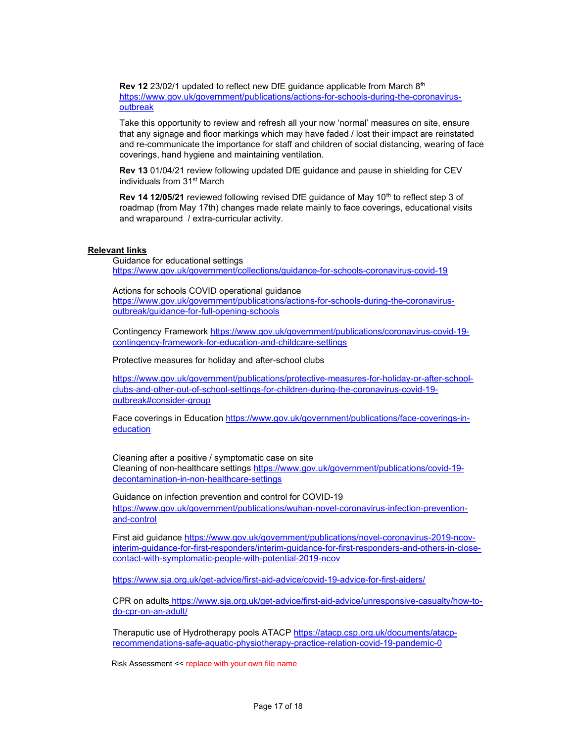**Rev 12** 23/02/1 updated to reflect new DfE guidance applicable from March 8th https://www.gov.uk/government/publications/actions-for-schools-during-the-coronavirus-outbreak

Take this opportunity to review and refresh all your now 'normal' measures on site, ensure that any signage and floor markings which may have faded / lost their impact are reinstated and re-communicate the importance for staff and children of social distancing, wearing of face coverings, hand hygiene and maintaining ventilation.

**Rev 13** 01/04/21 review following updated DfE guidance and pause in shielding for CEV individuals from 31st March

**Rev 14 12/05/21** reviewed following revised DfE guidance of May 10th to reflect step 3 of roadmap (from May 17th) changes made relate mainly to face coverings, educational visits and wraparound / extra-curricular activity.

**Relevant links**

Guidance for educational settings
https://www.gov.uk/government/collections/guidance-for-schools-coronavirus-covid-19

Actions for schools COVID operational guidance
https://www.gov.uk/government/publications/actions-for-schools-during-the-coronavirus-outbreak/guidance-for-full-opening-schools

Contingency Framework https://www.gov.uk/government/publications/coronavirus-covid-19-contingency-framework-for-education-and-childcare-settings

Protective measures for holiday and after-school clubs

https://www.gov.uk/government/publications/protective-measures-for-holiday-or-after-school-clubs-and-other-out-of-school-settings-for-children-during-the-coronavirus-covid-19-outbreak#consider-group

Face coverings in Education https://www.gov.uk/government/publications/face-coverings-in-education

Cleaning after a positive / symptomatic case on site
Cleaning of non-healthcare settings https://www.gov.uk/government/publications/covid-19-decontamination-in-non-healthcare-settings

Guidance on infection prevention and control for COVID-19
https://www.gov.uk/government/publications/wuhan-novel-coronavirus-infection-prevention-and-control

First aid guidance https://www.gov.uk/government/publications/novel-coronavirus-2019-ncov-interim-guidance-for-first-responders/interim-guidance-for-first-responders-and-others-in-close-contact-with-symptomatic-people-with-potential-2019-ncov

https://www.sja.org.uk/get-advice/first-aid-advice/covid-19-advice-for-first-aiders/

CPR on adults https://www.sja.org.uk/get-advice/first-aid-advice/unresponsive-casualty/how-to-do-cpr-on-an-adult/

Theraputic use of Hydrotherapy pools ATACP https://atacp.csp.org.uk/documents/atacp-recommendations-safe-aquatic-physiotherapy-practice-relation-covid-19-pandemic-0

Risk Assessment << replace with your own file name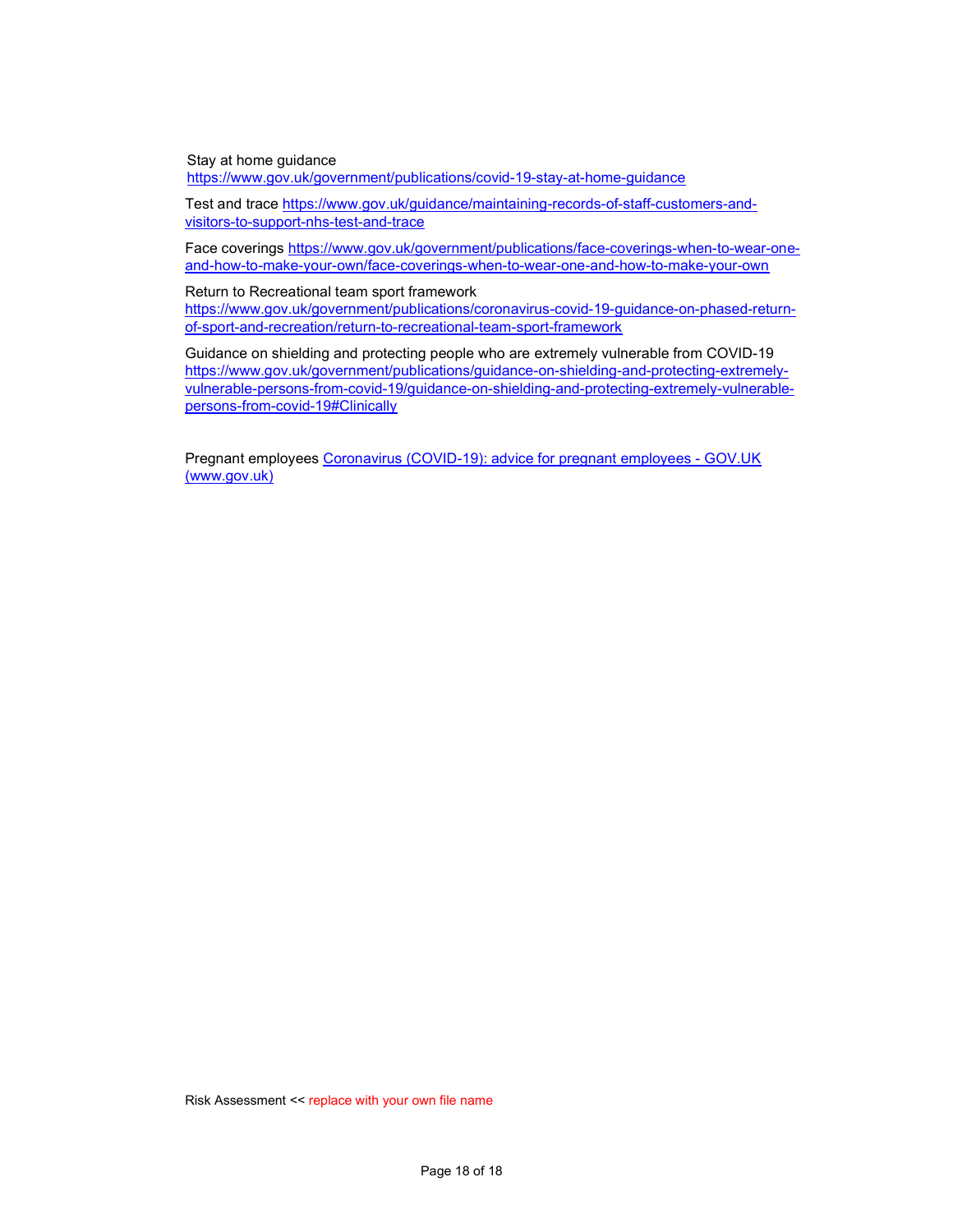Stay at home guidance
https://www.gov.uk/government/publications/covid-19-stay-at-home-guidance

Test and trace https://www.gov.uk/guidance/maintaining-records-of-staff-customers-and-visitors-to-support-nhs-test-and-trace

Face coverings https://www.gov.uk/government/publications/face-coverings-when-to-wear-one-and-how-to-make-your-own/face-coverings-when-to-wear-one-and-how-to-make-your-own

Return to Recreational team sport framework
https://www.gov.uk/government/publications/coronavirus-covid-19-guidance-on-phased-return-of-sport-and-recreation/return-to-recreational-team-sport-framework

Guidance on shielding and protecting people who are extremely vulnerable from COVID-19
https://www.gov.uk/government/publications/guidance-on-shielding-and-protecting-extremely-vulnerable-persons-from-covid-19/guidance-on-shielding-and-protecting-extremely-vulnerable-persons-from-covid-19#Clinically

Pregnant employees Coronavirus (COVID-19): advice for pregnant employees - GOV.UK (www.gov.uk)

Risk Assessment << replace with your own file name